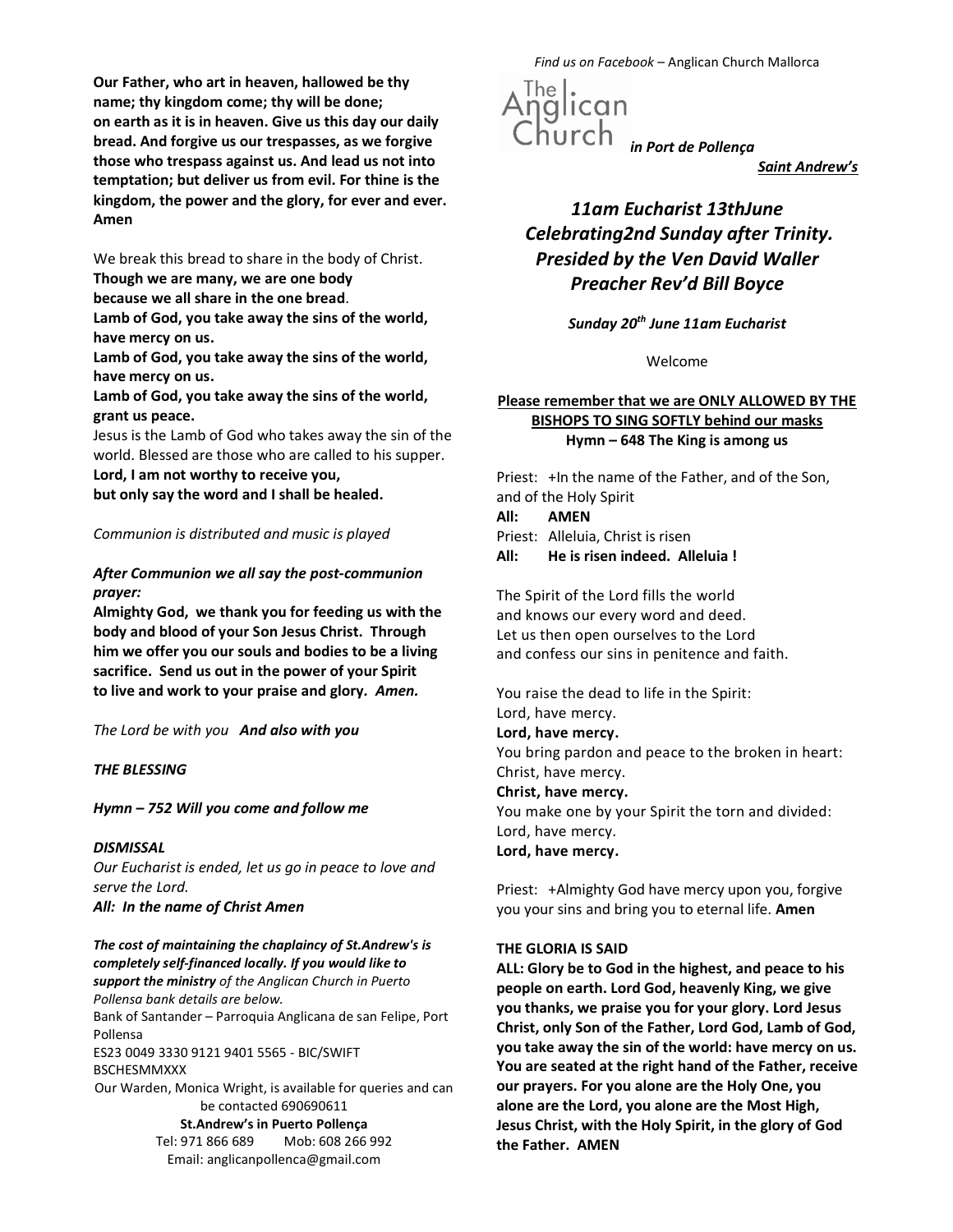Our Father, who art in heaven, hallowed be thy name; thy kingdom come; thy will be done; on earth as it is in heaven. Give us this day our daily bread. And forgive us our trespasses, as we forgive those who trespass against us. And lead us not into temptation; but deliver us from evil. For thine is the kingdom, the power and the glory, for ever and ever. Amen

We break this bread to share in the body of Christ.
**Though we are many, we are one body**
**because we all share in the one bread**.
**Lamb of God, you take away the sins of the world, have mercy on us.**
**Lamb of God, you take away the sins of the world, have mercy on us.**
**Lamb of God, you take away the sins of the world, grant us peace.**
Jesus is the Lamb of God who takes away the sin of the world. Blessed are those who are called to his supper.
**Lord, I am not worthy to receive you,**
**but only say the word and I shall be healed.**

*Communion is distributed and music is played*

***After Communion we all say the post-communion prayer:***

**Almighty God, we thank you for feeding us with the body and blood of your Son Jesus Christ. Through him we offer you our souls and bodies to be a living sacrifice. Send us out in the power of your Spirit to live and work to your praise and glory.** ***Amen.***

*The Lord be with you* ***And also with you***

***THE BLESSING***

***Hymn – 752 Will you come and follow me***

***DISMISSAL***

*Our Eucharist is ended, let us go in peace to love and serve the Lord.*
***All: In the name of Christ Amen***

***The cost of maintaining the chaplaincy of St.Andrew's is completely self-financed locally. If you would like to support the ministry*** *of the Anglican Church in Puerto Pollensa bank details are below.*
Bank of Santander – Parroquia Anglicana de san Felipe, Port Pollensa
ES23 0049 3330 9121 9401 5565 - BIC/SWIFT BSCHESMMXXX
Our Warden, Monica Wright, is available for queries and can be contacted 690690611
**St.Andrew's in Puerto Pollença**
Tel: 971 866 689 Mob: 608 266 992
Email: anglicanpollenca@gmail.com

*Find us on Facebook* – Anglican Church Mallorca

The Anglican Church ***in Port de Pollença***

***Saint Andrew's***

## *11am Eucharist 13thJune Celebrating2nd Sunday after Trinity. Presided by the Ven David Waller Preacher Rev'd Bill Boyce*

***Sunday 20th June 11am Eucharist***

Welcome

**Please remember that we are ONLY ALLOWED BY THE BISHOPS TO SING SOFTLY behind our masks**
**Hymn – 648 The King is among us**

Priest: +In the name of the Father, and of the Son, and of the Holy Spirit
**All: AMEN**
Priest: Alleluia, Christ is risen
**All: He is risen indeed. Alleluia !**

The Spirit of the Lord fills the world
and knows our every word and deed.
Let us then open ourselves to the Lord
and confess our sins in penitence and faith.

You raise the dead to life in the Spirit:
Lord, have mercy.
**Lord, have mercy.**
You bring pardon and peace to the broken in heart:
Christ, have mercy.
**Christ, have mercy.**
You make one by your Spirit the torn and divided:
Lord, have mercy.
**Lord, have mercy.**

Priest: +Almighty God have mercy upon you, forgive you your sins and bring you to eternal life. **Amen**

**THE GLORIA IS SAID**

**ALL: Glory be to God in the highest, and peace to his people on earth. Lord God, heavenly King, we give you thanks, we praise you for your glory. Lord Jesus Christ, only Son of the Father, Lord God, Lamb of God, you take away the sin of the world: have mercy on us. You are seated at the right hand of the Father, receive our prayers. For you alone are the Holy One, you alone are the Lord, you alone are the Most High, Jesus Christ, with the Holy Spirit, in the glory of God the Father. AMEN**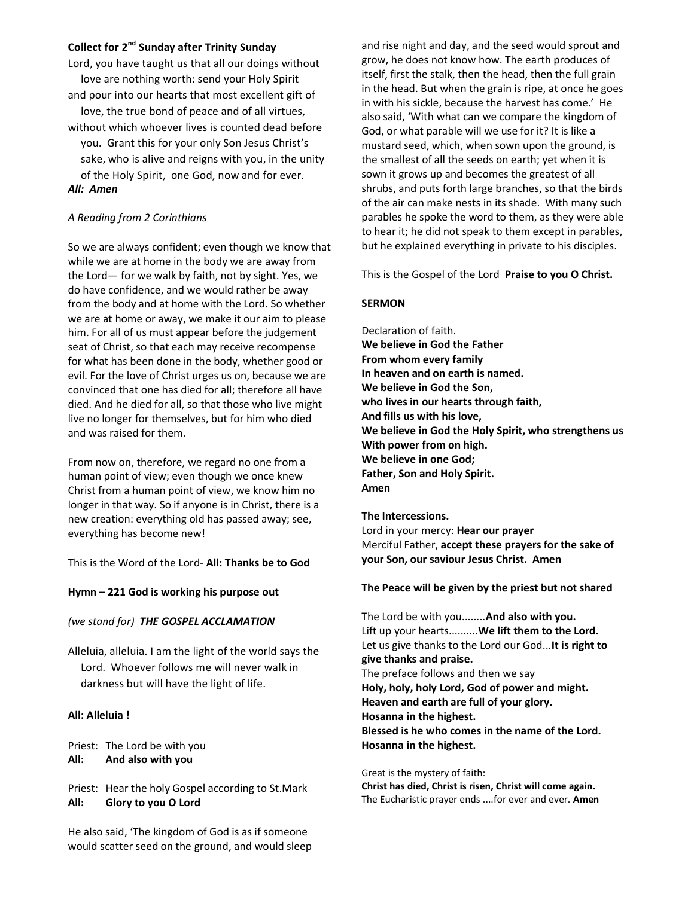**Collect for 2nd Sunday after Trinity Sunday**

Lord, you have taught us that all our doings without love are nothing worth: send your Holy Spirit and pour into our hearts that most excellent gift of love, the true bond of peace and of all virtues, without which whoever lives is counted dead before you. Grant this for your only Son Jesus Christ's sake, who is alive and reigns with you, in the unity of the Holy Spirit, one God, now and for ever.

***All: Amen***

*A Reading from 2 Corinthians*

So we are always confident; even though we know that while we are at home in the body we are away from the Lord— for we walk by faith, not by sight. Yes, we do have confidence, and we would rather be away from the body and at home with the Lord. So whether we are at home or away, we make it our aim to please him. For all of us must appear before the judgement seat of Christ, so that each may receive recompense for what has been done in the body, whether good or evil. For the love of Christ urges us on, because we are convinced that one has died for all; therefore all have died. And he died for all, so that those who live might live no longer for themselves, but for him who died and was raised for them.

From now on, therefore, we regard no one from a human point of view; even though we once knew Christ from a human point of view, we know him no longer in that way. So if anyone is in Christ, there is a new creation: everything old has passed away; see, everything has become new!

This is the Word of the Lord- **All: Thanks be to God**

**Hymn – 221 God is working his purpose out**

*(we stand for)* ***THE GOSPEL ACCLAMATION***

Alleluia, alleluia. I am the light of the world says the Lord. Whoever follows me will never walk in darkness but will have the light of life.

**All: Alleluia !**

Priest: The Lord be with you
**All: And also with you**

Priest: Hear the holy Gospel according to St.Mark
**All: Glory to you O Lord**

He also said, 'The kingdom of God is as if someone would scatter seed on the ground, and would sleep and rise night and day, and the seed would sprout and grow, he does not know how. The earth produces of itself, first the stalk, then the head, then the full grain in the head. But when the grain is ripe, at once he goes in with his sickle, because the harvest has come.' He also said, 'With what can we compare the kingdom of God, or what parable will we use for it? It is like a mustard seed, which, when sown upon the ground, is the smallest of all the seeds on earth; yet when it is sown it grows up and becomes the greatest of all shrubs, and puts forth large branches, so that the birds of the air can make nests in its shade. With many such parables he spoke the word to them, as they were able to hear it; he did not speak to them except in parables, but he explained everything in private to his disciples.

This is the Gospel of the Lord **Praise to you O Christ.**

**SERMON**

Declaration of faith.

**We believe in God the Father**
**From whom every family**
**In heaven and on earth is named.**
**We believe in God the Son,**
**who lives in our hearts through faith,**
**And fills us with his love,**
**We believe in God the Holy Spirit, who strengthens us**
**With power from on high.**
**We believe in one God;**
**Father, Son and Holy Spirit.**
**Amen**

**The Intercessions.**

Lord in your mercy: **Hear our prayer**
Merciful Father, **accept these prayers for the sake of your Son, our saviour Jesus Christ. Amen**

**The Peace will be given by the priest but not shared**

The Lord be with you........**And also with you.**
Lift up your hearts..........**We lift them to the Lord.**
Let us give thanks to the Lord our God...**It is right to give thanks and praise.**
The preface follows and then we say
**Holy, holy, holy Lord, God of power and might.**
**Heaven and earth are full of your glory.**
**Hosanna in the highest.**
**Blessed is he who comes in the name of the Lord.**
**Hosanna in the highest.**

Great is the mystery of faith:
**Christ has died, Christ is risen, Christ will come again.**
The Eucharistic prayer ends ....for ever and ever. **Amen**